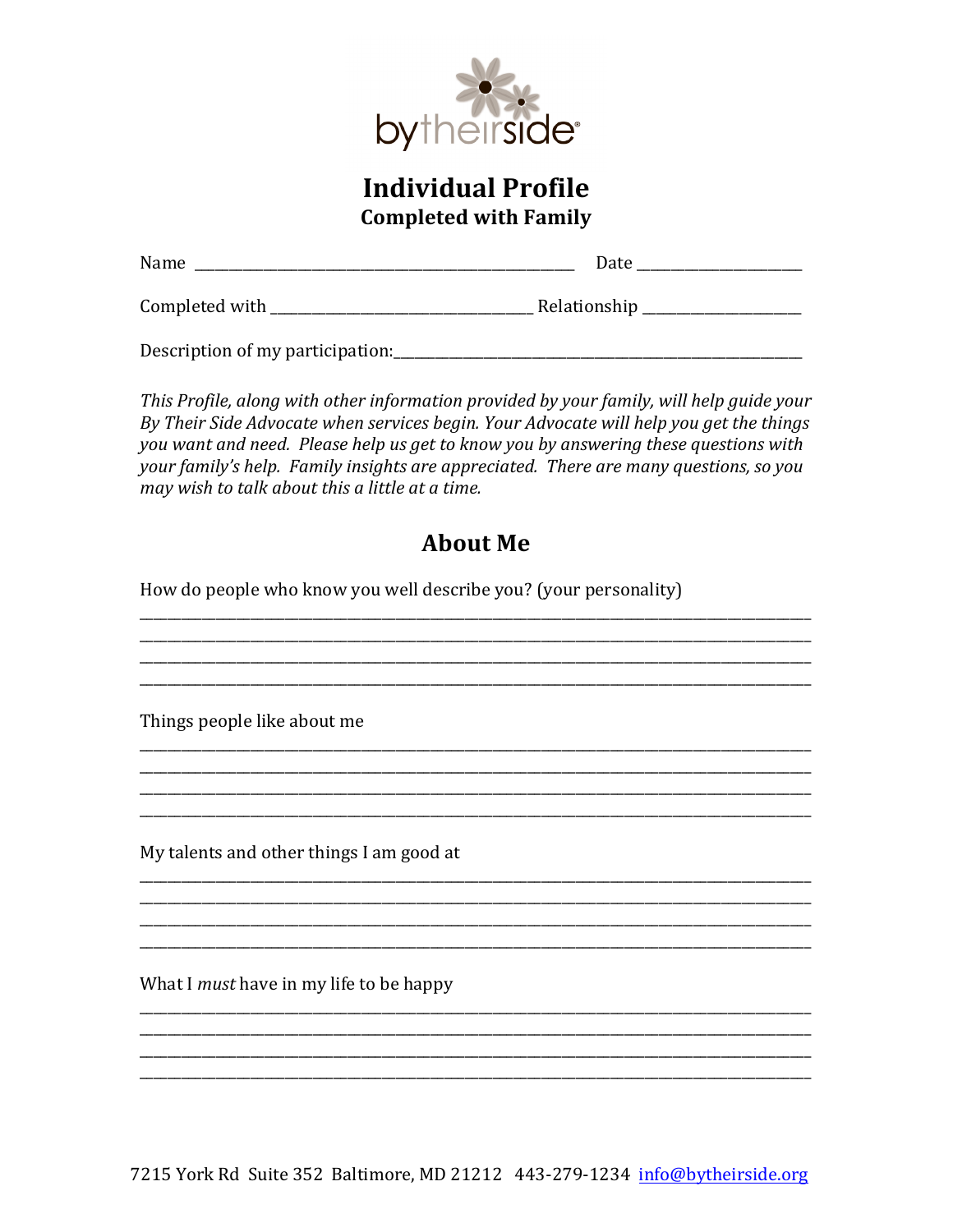bytheirside®

# Individual Profile

## Completed with Family

Name ____________________________________________ Date ____________________

Completed with ________________________________ Relationship ___________________

Description of my participation:___________________________________________________

*This Profile, along with other information provided by your family, will help guide your By Their Side Advocate when services begin. Your Advocate will help you get the things you want and need. Please help us get to know you by answering these questions with your family's help. Family insights are appreciated. There are many questions, so you may wish to talk about this a little at a time.*

## About Me

How do people who know you well describe you? (your personality)

______________________________________________________________________________
______________________________________________________________________________
______________________________________________________________________________
______________________________________________________________________________

Things people like about me

______________________________________________________________________________
______________________________________________________________________________
______________________________________________________________________________
______________________________________________________________________________

My talents and other things I am good at

______________________________________________________________________________
______________________________________________________________________________
______________________________________________________________________________
______________________________________________________________________________

What I *must* have in my life to be happy

______________________________________________________________________________
______________________________________________________________________________
______________________________________________________________________________
______________________________________________________________________________

7215 York Rd Suite 352 Baltimore, MD 21212 443-279-1234 info@bytheirside.org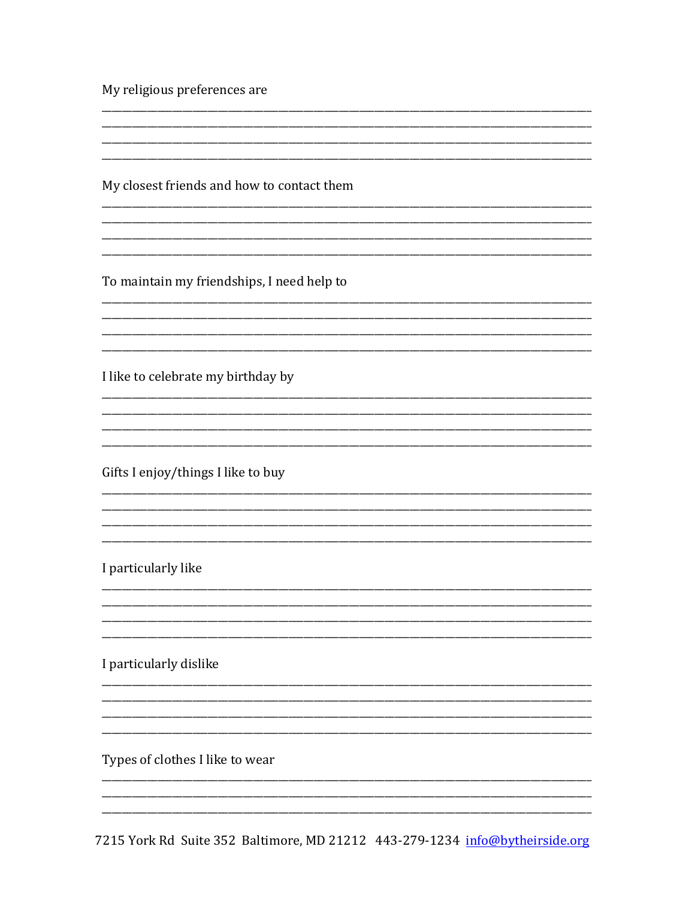My religious preferences are

______________________________________________________________________________
______________________________________________________________________________
______________________________________________________________________________
______________________________________________________________________________

My closest friends and how to contact them

______________________________________________________________________________
______________________________________________________________________________
______________________________________________________________________________
______________________________________________________________________________

To maintain my friendships, I need help to

______________________________________________________________________________
______________________________________________________________________________
______________________________________________________________________________
______________________________________________________________________________

I like to celebrate my birthday by

______________________________________________________________________________
______________________________________________________________________________
______________________________________________________________________________
______________________________________________________________________________

Gifts I enjoy/things I like to buy

______________________________________________________________________________
______________________________________________________________________________
______________________________________________________________________________
______________________________________________________________________________

I particularly like

______________________________________________________________________________
______________________________________________________________________________
______________________________________________________________________________
______________________________________________________________________________

I particularly dislike

______________________________________________________________________________
______________________________________________________________________________
______________________________________________________________________________
______________________________________________________________________________

Types of clothes I like to wear

______________________________________________________________________________
______________________________________________________________________________
______________________________________________________________________________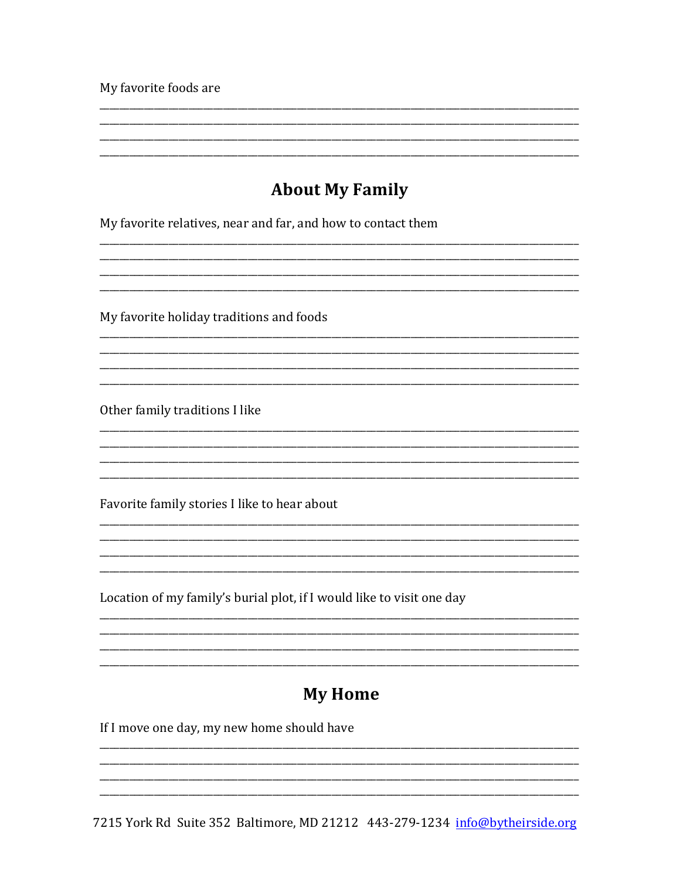My favorite foods are

________________________________________________________________________________
________________________________________________________________________________
________________________________________________________________________________
________________________________________________________________________________

## About My Family

My favorite relatives, near and far, and how to contact them

________________________________________________________________________________
________________________________________________________________________________
________________________________________________________________________________
________________________________________________________________________________

My favorite holiday traditions and foods

________________________________________________________________________________
________________________________________________________________________________
________________________________________________________________________________
________________________________________________________________________________

Other family traditions I like

________________________________________________________________________________
________________________________________________________________________________
________________________________________________________________________________
________________________________________________________________________________

Favorite family stories I like to hear about

________________________________________________________________________________
________________________________________________________________________________
________________________________________________________________________________
________________________________________________________________________________

Location of my family's burial plot, if I would like to visit one day

________________________________________________________________________________
________________________________________________________________________________
________________________________________________________________________________
________________________________________________________________________________

## My Home

If I move one day, my new home should have

________________________________________________________________________________
________________________________________________________________________________
________________________________________________________________________________
________________________________________________________________________________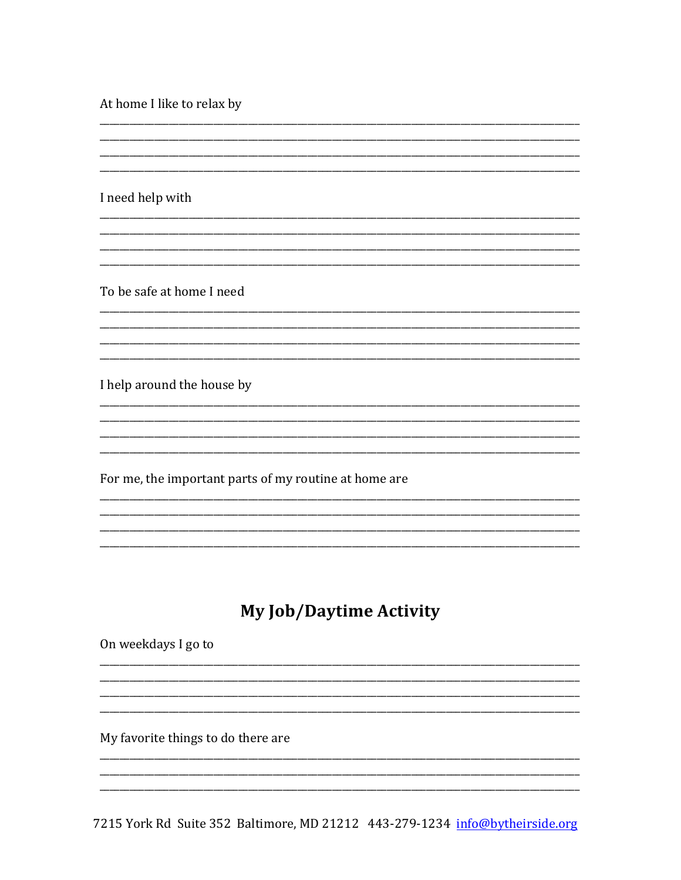At home I like to relax by

______________________________________________________________________________
______________________________________________________________________________
______________________________________________________________________________
______________________________________________________________________________

I need help with

______________________________________________________________________________
______________________________________________________________________________
______________________________________________________________________________
______________________________________________________________________________

To be safe at home I need

______________________________________________________________________________
______________________________________________________________________________
______________________________________________________________________________
______________________________________________________________________________

I help around the house by

______________________________________________________________________________
______________________________________________________________________________
______________________________________________________________________________
______________________________________________________________________________

For me, the important parts of my routine at home are

______________________________________________________________________________
______________________________________________________________________________
______________________________________________________________________________
______________________________________________________________________________

## My Job/Daytime Activity

On weekdays I go to

______________________________________________________________________________
______________________________________________________________________________
______________________________________________________________________________
______________________________________________________________________________

My favorite things to do there are

______________________________________________________________________________
______________________________________________________________________________
______________________________________________________________________________

7215 York Rd Suite 352 Baltimore, MD 21212 443-279-1234 info@bytheirside.org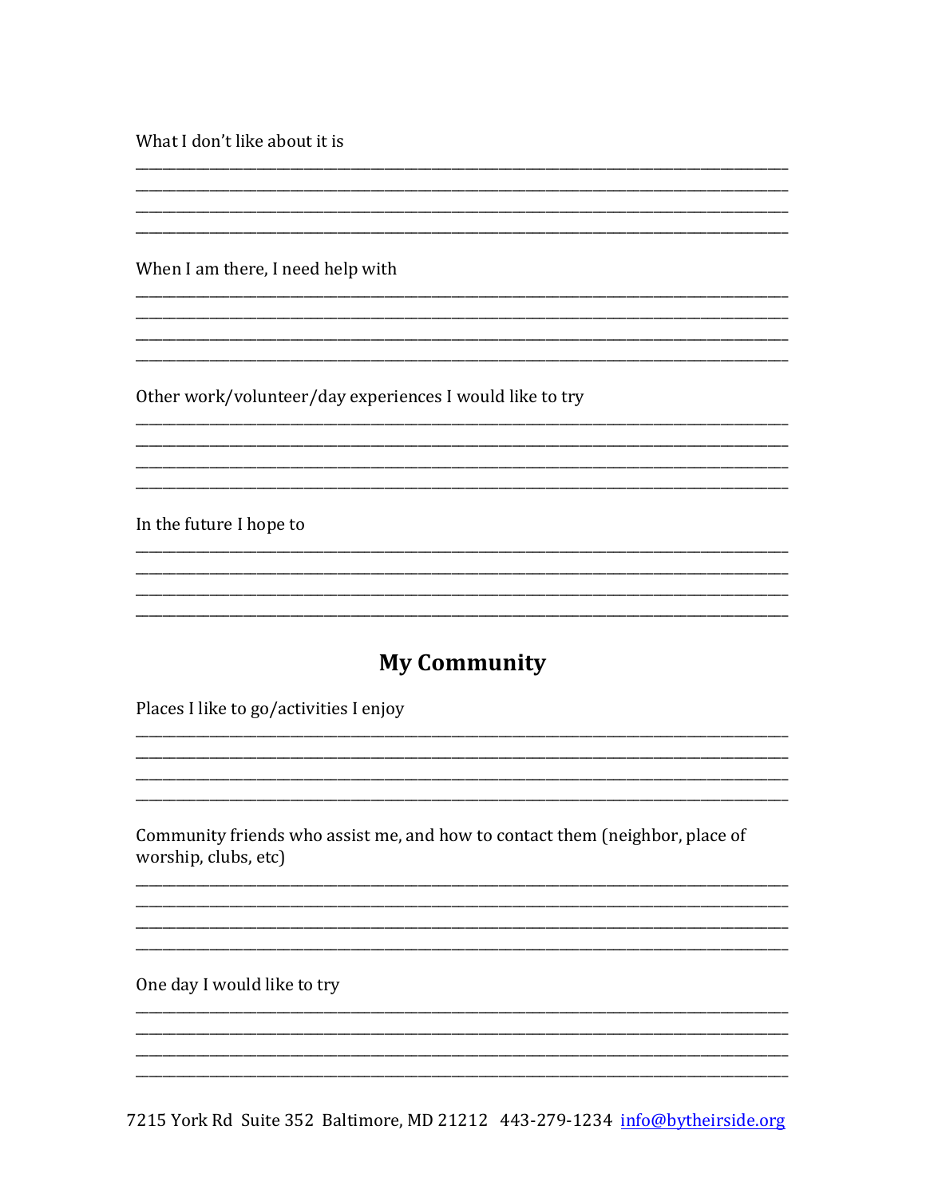What I don't like about it is

\_\_\_\_\_\_\_\_\_\_\_\_\_\_\_\_\_\_\_\_\_\_\_\_\_\_\_\_\_\_\_\_\_\_\_\_\_\_\_\_\_\_\_\_\_\_\_\_\_\_\_\_\_\_\_\_\_\_\_\_\_\_\_\_\_\_\_\_\_\_\_\_\_\_\_\_
\_\_\_\_\_\_\_\_\_\_\_\_\_\_\_\_\_\_\_\_\_\_\_\_\_\_\_\_\_\_\_\_\_\_\_\_\_\_\_\_\_\_\_\_\_\_\_\_\_\_\_\_\_\_\_\_\_\_\_\_\_\_\_\_\_\_\_\_\_\_\_\_\_\_\_\_
\_\_\_\_\_\_\_\_\_\_\_\_\_\_\_\_\_\_\_\_\_\_\_\_\_\_\_\_\_\_\_\_\_\_\_\_\_\_\_\_\_\_\_\_\_\_\_\_\_\_\_\_\_\_\_\_\_\_\_\_\_\_\_\_\_\_\_\_\_\_\_\_\_\_\_\_
\_\_\_\_\_\_\_\_\_\_\_\_\_\_\_\_\_\_\_\_\_\_\_\_\_\_\_\_\_\_\_\_\_\_\_\_\_\_\_\_\_\_\_\_\_\_\_\_\_\_\_\_\_\_\_\_\_\_\_\_\_\_\_\_\_\_\_\_\_\_\_\_\_\_\_\_

When I am there, I need help with

\_\_\_\_\_\_\_\_\_\_\_\_\_\_\_\_\_\_\_\_\_\_\_\_\_\_\_\_\_\_\_\_\_\_\_\_\_\_\_\_\_\_\_\_\_\_\_\_\_\_\_\_\_\_\_\_\_\_\_\_\_\_\_\_\_\_\_\_\_\_\_\_\_\_\_\_
\_\_\_\_\_\_\_\_\_\_\_\_\_\_\_\_\_\_\_\_\_\_\_\_\_\_\_\_\_\_\_\_\_\_\_\_\_\_\_\_\_\_\_\_\_\_\_\_\_\_\_\_\_\_\_\_\_\_\_\_\_\_\_\_\_\_\_\_\_\_\_\_\_\_\_\_
\_\_\_\_\_\_\_\_\_\_\_\_\_\_\_\_\_\_\_\_\_\_\_\_\_\_\_\_\_\_\_\_\_\_\_\_\_\_\_\_\_\_\_\_\_\_\_\_\_\_\_\_\_\_\_\_\_\_\_\_\_\_\_\_\_\_\_\_\_\_\_\_\_\_\_\_
\_\_\_\_\_\_\_\_\_\_\_\_\_\_\_\_\_\_\_\_\_\_\_\_\_\_\_\_\_\_\_\_\_\_\_\_\_\_\_\_\_\_\_\_\_\_\_\_\_\_\_\_\_\_\_\_\_\_\_\_\_\_\_\_\_\_\_\_\_\_\_\_\_\_\_\_

Other work/volunteer/day experiences I would like to try

\_\_\_\_\_\_\_\_\_\_\_\_\_\_\_\_\_\_\_\_\_\_\_\_\_\_\_\_\_\_\_\_\_\_\_\_\_\_\_\_\_\_\_\_\_\_\_\_\_\_\_\_\_\_\_\_\_\_\_\_\_\_\_\_\_\_\_\_\_\_\_\_\_\_\_\_
\_\_\_\_\_\_\_\_\_\_\_\_\_\_\_\_\_\_\_\_\_\_\_\_\_\_\_\_\_\_\_\_\_\_\_\_\_\_\_\_\_\_\_\_\_\_\_\_\_\_\_\_\_\_\_\_\_\_\_\_\_\_\_\_\_\_\_\_\_\_\_\_\_\_\_\_
\_\_\_\_\_\_\_\_\_\_\_\_\_\_\_\_\_\_\_\_\_\_\_\_\_\_\_\_\_\_\_\_\_\_\_\_\_\_\_\_\_\_\_\_\_\_\_\_\_\_\_\_\_\_\_\_\_\_\_\_\_\_\_\_\_\_\_\_\_\_\_\_\_\_\_\_
\_\_\_\_\_\_\_\_\_\_\_\_\_\_\_\_\_\_\_\_\_\_\_\_\_\_\_\_\_\_\_\_\_\_\_\_\_\_\_\_\_\_\_\_\_\_\_\_\_\_\_\_\_\_\_\_\_\_\_\_\_\_\_\_\_\_\_\_\_\_\_\_\_\_\_\_

In the future I hope to

\_\_\_\_\_\_\_\_\_\_\_\_\_\_\_\_\_\_\_\_\_\_\_\_\_\_\_\_\_\_\_\_\_\_\_\_\_\_\_\_\_\_\_\_\_\_\_\_\_\_\_\_\_\_\_\_\_\_\_\_\_\_\_\_\_\_\_\_\_\_\_\_\_\_\_\_
\_\_\_\_\_\_\_\_\_\_\_\_\_\_\_\_\_\_\_\_\_\_\_\_\_\_\_\_\_\_\_\_\_\_\_\_\_\_\_\_\_\_\_\_\_\_\_\_\_\_\_\_\_\_\_\_\_\_\_\_\_\_\_\_\_\_\_\_\_\_\_\_\_\_\_\_
\_\_\_\_\_\_\_\_\_\_\_\_\_\_\_\_\_\_\_\_\_\_\_\_\_\_\_\_\_\_\_\_\_\_\_\_\_\_\_\_\_\_\_\_\_\_\_\_\_\_\_\_\_\_\_\_\_\_\_\_\_\_\_\_\_\_\_\_\_\_\_\_\_\_\_\_
\_\_\_\_\_\_\_\_\_\_\_\_\_\_\_\_\_\_\_\_\_\_\_\_\_\_\_\_\_\_\_\_\_\_\_\_\_\_\_\_\_\_\_\_\_\_\_\_\_\_\_\_\_\_\_\_\_\_\_\_\_\_\_\_\_\_\_\_\_\_\_\_\_\_\_\_

## My Community

Places I like to go/activities I enjoy

\_\_\_\_\_\_\_\_\_\_\_\_\_\_\_\_\_\_\_\_\_\_\_\_\_\_\_\_\_\_\_\_\_\_\_\_\_\_\_\_\_\_\_\_\_\_\_\_\_\_\_\_\_\_\_\_\_\_\_\_\_\_\_\_\_\_\_\_\_\_\_\_\_\_\_\_
\_\_\_\_\_\_\_\_\_\_\_\_\_\_\_\_\_\_\_\_\_\_\_\_\_\_\_\_\_\_\_\_\_\_\_\_\_\_\_\_\_\_\_\_\_\_\_\_\_\_\_\_\_\_\_\_\_\_\_\_\_\_\_\_\_\_\_\_\_\_\_\_\_\_\_\_
\_\_\_\_\_\_\_\_\_\_\_\_\_\_\_\_\_\_\_\_\_\_\_\_\_\_\_\_\_\_\_\_\_\_\_\_\_\_\_\_\_\_\_\_\_\_\_\_\_\_\_\_\_\_\_\_\_\_\_\_\_\_\_\_\_\_\_\_\_\_\_\_\_\_\_\_
\_\_\_\_\_\_\_\_\_\_\_\_\_\_\_\_\_\_\_\_\_\_\_\_\_\_\_\_\_\_\_\_\_\_\_\_\_\_\_\_\_\_\_\_\_\_\_\_\_\_\_\_\_\_\_\_\_\_\_\_\_\_\_\_\_\_\_\_\_\_\_\_\_\_\_\_

Community friends who assist me, and how to contact them (neighbor, place of worship, clubs, etc)

\_\_\_\_\_\_\_\_\_\_\_\_\_\_\_\_\_\_\_\_\_\_\_\_\_\_\_\_\_\_\_\_\_\_\_\_\_\_\_\_\_\_\_\_\_\_\_\_\_\_\_\_\_\_\_\_\_\_\_\_\_\_\_\_\_\_\_\_\_\_\_\_\_\_\_\_
\_\_\_\_\_\_\_\_\_\_\_\_\_\_\_\_\_\_\_\_\_\_\_\_\_\_\_\_\_\_\_\_\_\_\_\_\_\_\_\_\_\_\_\_\_\_\_\_\_\_\_\_\_\_\_\_\_\_\_\_\_\_\_\_\_\_\_\_\_\_\_\_\_\_\_\_
\_\_\_\_\_\_\_\_\_\_\_\_\_\_\_\_\_\_\_\_\_\_\_\_\_\_\_\_\_\_\_\_\_\_\_\_\_\_\_\_\_\_\_\_\_\_\_\_\_\_\_\_\_\_\_\_\_\_\_\_\_\_\_\_\_\_\_\_\_\_\_\_\_\_\_\_
\_\_\_\_\_\_\_\_\_\_\_\_\_\_\_\_\_\_\_\_\_\_\_\_\_\_\_\_\_\_\_\_\_\_\_\_\_\_\_\_\_\_\_\_\_\_\_\_\_\_\_\_\_\_\_\_\_\_\_\_\_\_\_\_\_\_\_\_\_\_\_\_\_\_\_\_

One day I would like to try

\_\_\_\_\_\_\_\_\_\_\_\_\_\_\_\_\_\_\_\_\_\_\_\_\_\_\_\_\_\_\_\_\_\_\_\_\_\_\_\_\_\_\_\_\_\_\_\_\_\_\_\_\_\_\_\_\_\_\_\_\_\_\_\_\_\_\_\_\_\_\_\_\_\_\_\_
\_\_\_\_\_\_\_\_\_\_\_\_\_\_\_\_\_\_\_\_\_\_\_\_\_\_\_\_\_\_\_\_\_\_\_\_\_\_\_\_\_\_\_\_\_\_\_\_\_\_\_\_\_\_\_\_\_\_\_\_\_\_\_\_\_\_\_\_\_\_\_\_\_\_\_\_
\_\_\_\_\_\_\_\_\_\_\_\_\_\_\_\_\_\_\_\_\_\_\_\_\_\_\_\_\_\_\_\_\_\_\_\_\_\_\_\_\_\_\_\_\_\_\_\_\_\_\_\_\_\_\_\_\_\_\_\_\_\_\_\_\_\_\_\_\_\_\_\_\_\_\_\_
\_\_\_\_\_\_\_\_\_\_\_\_\_\_\_\_\_\_\_\_\_\_\_\_\_\_\_\_\_\_\_\_\_\_\_\_\_\_\_\_\_\_\_\_\_\_\_\_\_\_\_\_\_\_\_\_\_\_\_\_\_\_\_\_\_\_\_\_\_\_\_\_\_\_\_\_

7215 York Rd Suite 352 Baltimore, MD 21212 443-279-1234 info@bytheirside.org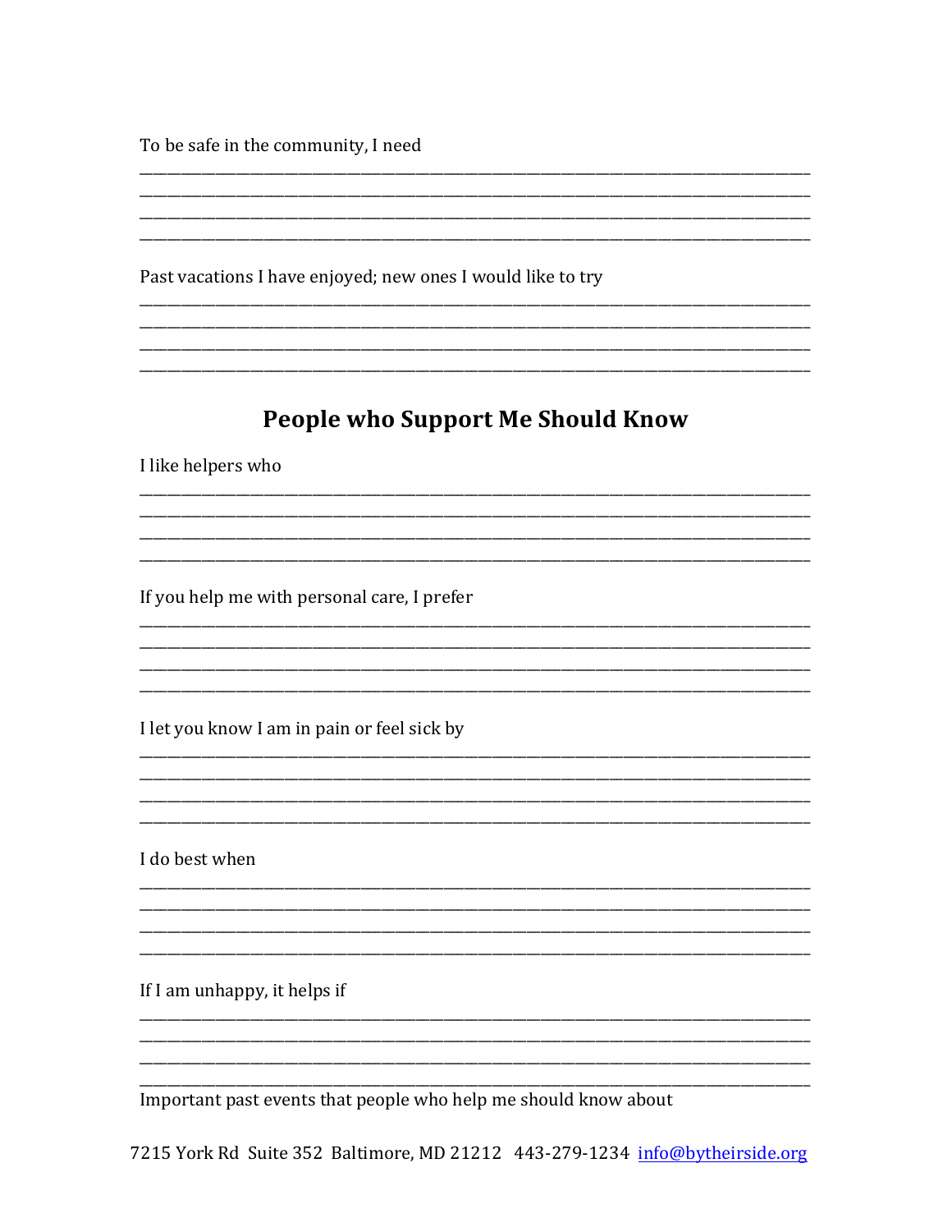To be safe in the community, I need

______________________________________________________________________________
______________________________________________________________________________
______________________________________________________________________________
______________________________________________________________________________

Past vacations I have enjoyed; new ones I would like to try

______________________________________________________________________________
______________________________________________________________________________
______________________________________________________________________________
______________________________________________________________________________

## People who Support Me Should Know

I like helpers who

______________________________________________________________________________
______________________________________________________________________________
______________________________________________________________________________
______________________________________________________________________________

If you help me with personal care, I prefer

______________________________________________________________________________
______________________________________________________________________________
______________________________________________________________________________
______________________________________________________________________________

I let you know I am in pain or feel sick by

______________________________________________________________________________
______________________________________________________________________________
______________________________________________________________________________
______________________________________________________________________________

I do best when

______________________________________________________________________________
______________________________________________________________________________
______________________________________________________________________________
______________________________________________________________________________

If I am unhappy, it helps if

______________________________________________________________________________
______________________________________________________________________________
______________________________________________________________________________
______________________________________________________________________________

Important past events that people who help me should know about

7215 York Rd Suite 352 Baltimore, MD 21212 443-279-1234 info@bytheirside.org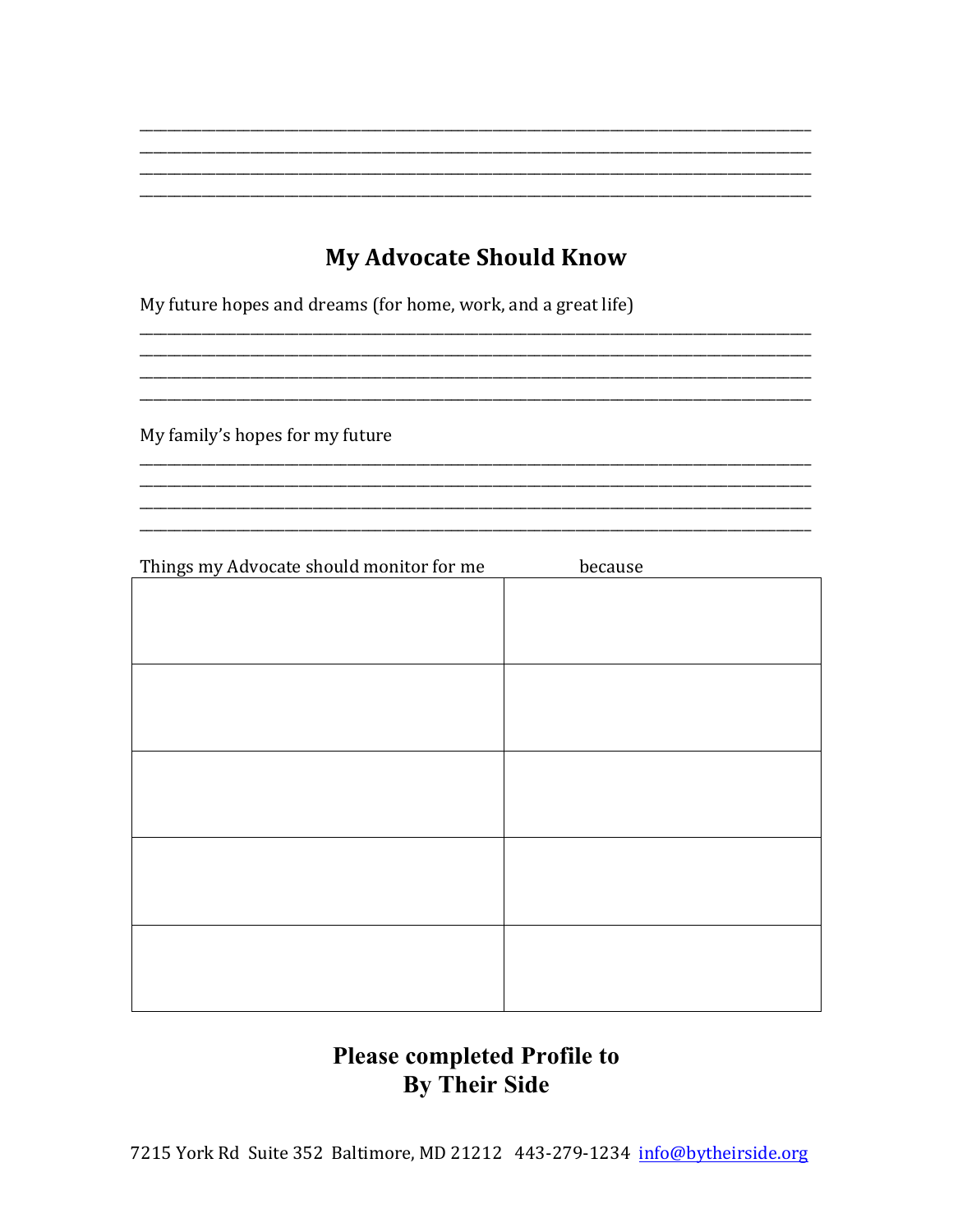______________________________________________________________________________
______________________________________________________________________________
______________________________________________________________________________
______________________________________________________________________________

## My Advocate Should Know

My future hopes and dreams (for home, work, and a great life)

______________________________________________________________________________
______________________________________________________________________________
______________________________________________________________________________
______________________________________________________________________________

My family's hopes for my future

______________________________________________________________________________
______________________________________________________________________________
______________________________________________________________________________
______________________________________________________________________________

| Things my Advocate should monitor for me | because |
|---|---|
| | |
| | |
| | |
| | |
| | |

**Please completed Profile to**
**By Their Side**

7215 York Rd Suite 352 Baltimore, MD 21212 443-279-1234 info@bytheirside.org